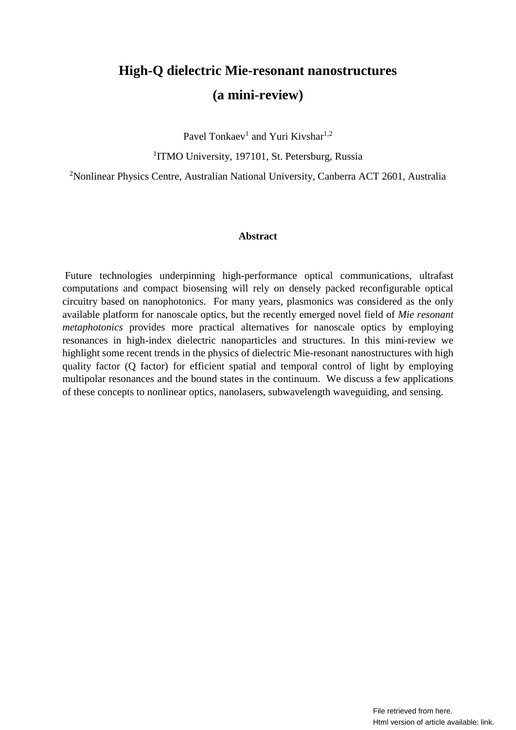# High-Q dielectric Mie-resonant nanostructures

# (a mini-review)

Pavel Tonkaev[1] and Yuri Kivshar[1,2]

[1]ITMO University, 197101, St. Petersburg, Russia

[2]Nonlinear Physics Centre, Australian National University, Canberra ACT 2601, Australia

## Abstract

Future technologies underpinning high-performance optical communications, ultrafast computations and compact biosensing will rely on densely packed reconfigurable optical circuitry based on nanophotonics. For many years, plasmonics was considered as the only available platform for nanoscale optics, but the recently emerged novel field of *Mie resonant metaphotonics* provides more practical alternatives for nanoscale optics by employing resonances in high-index dielectric nanoparticles and structures. In this mini-review we highlight some recent trends in the physics of dielectric Mie-resonant nanostructures with high quality factor (Q factor) for efficient spatial and temporal control of light by employing multipolar resonances and the bound states in the continuum. We discuss a few applications of these concepts to nonlinear optics, nanolasers, subwavelength waveguiding, and sensing.

File retrieved from here.
Html version of article available: link.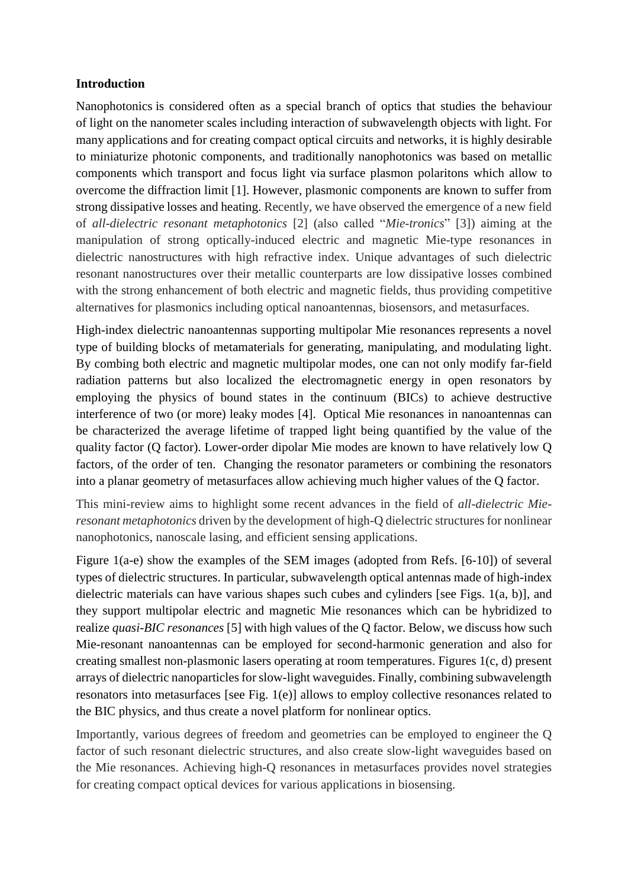## Introduction

Nanophotonics is considered often as a special branch of optics that studies the behaviour of light on the nanometer scales including interaction of subwavelength objects with light. For many applications and for creating compact optical circuits and networks, it is highly desirable to miniaturize photonic components, and traditionally nanophotonics was based on metallic components which transport and focus light via surface plasmon polaritons which allow to overcome the diffraction limit [1]. However, plasmonic components are known to suffer from strong dissipative losses and heating. Recently, we have observed the emergence of a new field of *all-dielectric resonant metaphotonics* [2] (also called "*Mie-tronics*" [3]) aiming at the manipulation of strong optically-induced electric and magnetic Mie-type resonances in dielectric nanostructures with high refractive index. Unique advantages of such dielectric resonant nanostructures over their metallic counterparts are low dissipative losses combined with the strong enhancement of both electric and magnetic fields, thus providing competitive alternatives for plasmonics including optical nanoantennas, biosensors, and metasurfaces.

High-index dielectric nanoantennas supporting multipolar Mie resonances represents a novel type of building blocks of metamaterials for generating, manipulating, and modulating light. By combing both electric and magnetic multipolar modes, one can not only modify far-field radiation patterns but also localized the electromagnetic energy in open resonators by employing the physics of bound states in the continuum (BICs) to achieve destructive interference of two (or more) leaky modes [4]. Optical Mie resonances in nanoantennas can be characterized the average lifetime of trapped light being quantified by the value of the quality factor (Q factor). Lower-order dipolar Mie modes are known to have relatively low Q factors, of the order of ten. Changing the resonator parameters or combining the resonators into a planar geometry of metasurfaces allow achieving much higher values of the Q factor.

This mini-review aims to highlight some recent advances in the field of *all-dielectric Mie-resonant metaphotonics* driven by the development of high-Q dielectric structures for nonlinear nanophotonics, nanoscale lasing, and efficient sensing applications.

Figure 1(a-e) show the examples of the SEM images (adopted from Refs. [6-10]) of several types of dielectric structures. In particular, subwavelength optical antennas made of high-index dielectric materials can have various shapes such cubes and cylinders [see Figs. 1(a, b)], and they support multipolar electric and magnetic Mie resonances which can be hybridized to realize *quasi-BIC resonances* [5] with high values of the Q factor. Below, we discuss how such Mie-resonant nanoantennas can be employed for second-harmonic generation and also for creating smallest non-plasmonic lasers operating at room temperatures. Figures 1(c, d) present arrays of dielectric nanoparticles for slow-light waveguides. Finally, combining subwavelength resonators into metasurfaces [see Fig. 1(e)] allows to employ collective resonances related to the BIC physics, and thus create a novel platform for nonlinear optics.

Importantly, various degrees of freedom and geometries can be employed to engineer the Q factor of such resonant dielectric structures, and also create slow-light waveguides based on the Mie resonances. Achieving high-Q resonances in metasurfaces provides novel strategies for creating compact optical devices for various applications in biosensing.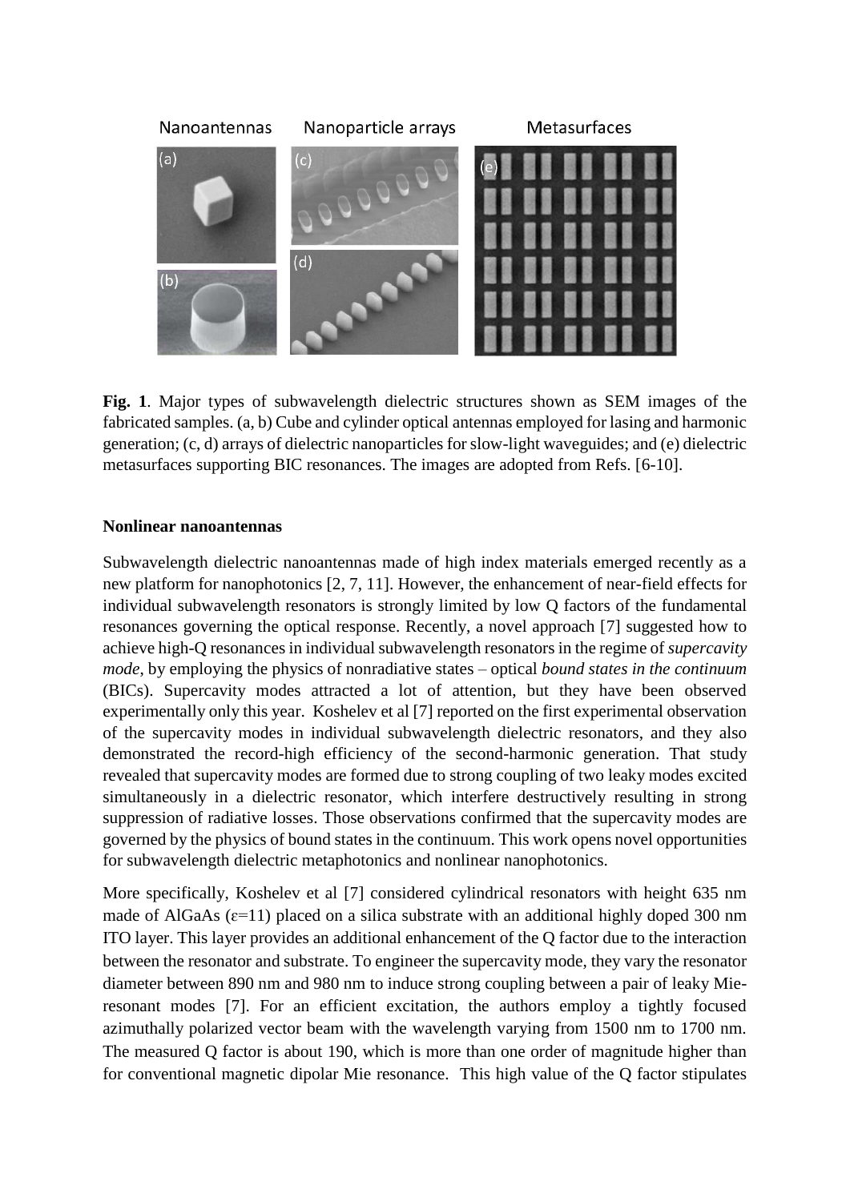Nanoantennas Nanoparticle arrays Metasurfaces

**Fig. 1**. Major types of subwavelength dielectric structures shown as SEM images of the fabricated samples. (a, b) Cube and cylinder optical antennas employed for lasing and harmonic generation; (c, d) arrays of dielectric nanoparticles for slow-light waveguides; and (e) dielectric metasurfaces supporting BIC resonances. The images are adopted from Refs. [6-10].

**Nonlinear nanoantennas**

Subwavelength dielectric nanoantennas made of high index materials emerged recently as a new platform for nanophotonics [2, 7, 11]. However, the enhancement of near-field effects for individual subwavelength resonators is strongly limited by low Q factors of the fundamental resonances governing the optical response. Recently, a novel approach [7] suggested how to achieve high-Q resonances in individual subwavelength resonators in the regime of *supercavity mode*, by employing the physics of nonradiative states – optical *bound states in the continuum* (BICs). Supercavity modes attracted a lot of attention, but they have been observed experimentally only this year. Koshelev et al [7] reported on the first experimental observation of the supercavity modes in individual subwavelength dielectric resonators, and they also demonstrated the record-high efficiency of the second-harmonic generation. That study revealed that supercavity modes are formed due to strong coupling of two leaky modes excited simultaneously in a dielectric resonator, which interfere destructively resulting in strong suppression of radiative losses. Those observations confirmed that the supercavity modes are governed by the physics of bound states in the continuum. This work opens novel opportunities for subwavelength dielectric metaphotonics and nonlinear nanophotonics.

More specifically, Koshelev et al [7] considered cylindrical resonators with height 635 nm made of AlGaAs ($\varepsilon$=11) placed on a silica substrate with an additional highly doped 300 nm ITO layer. This layer provides an additional enhancement of the Q factor due to the interaction between the resonator and substrate. To engineer the supercavity mode, they vary the resonator diameter between 890 nm and 980 nm to induce strong coupling between a pair of leaky Mie-resonant modes [7]. For an efficient excitation, the authors employ a tightly focused azimuthally polarized vector beam with the wavelength varying from 1500 nm to 1700 nm. The measured Q factor is about 190, which is more than one order of magnitude higher than for conventional magnetic dipolar Mie resonance. This high value of the Q factor stipulates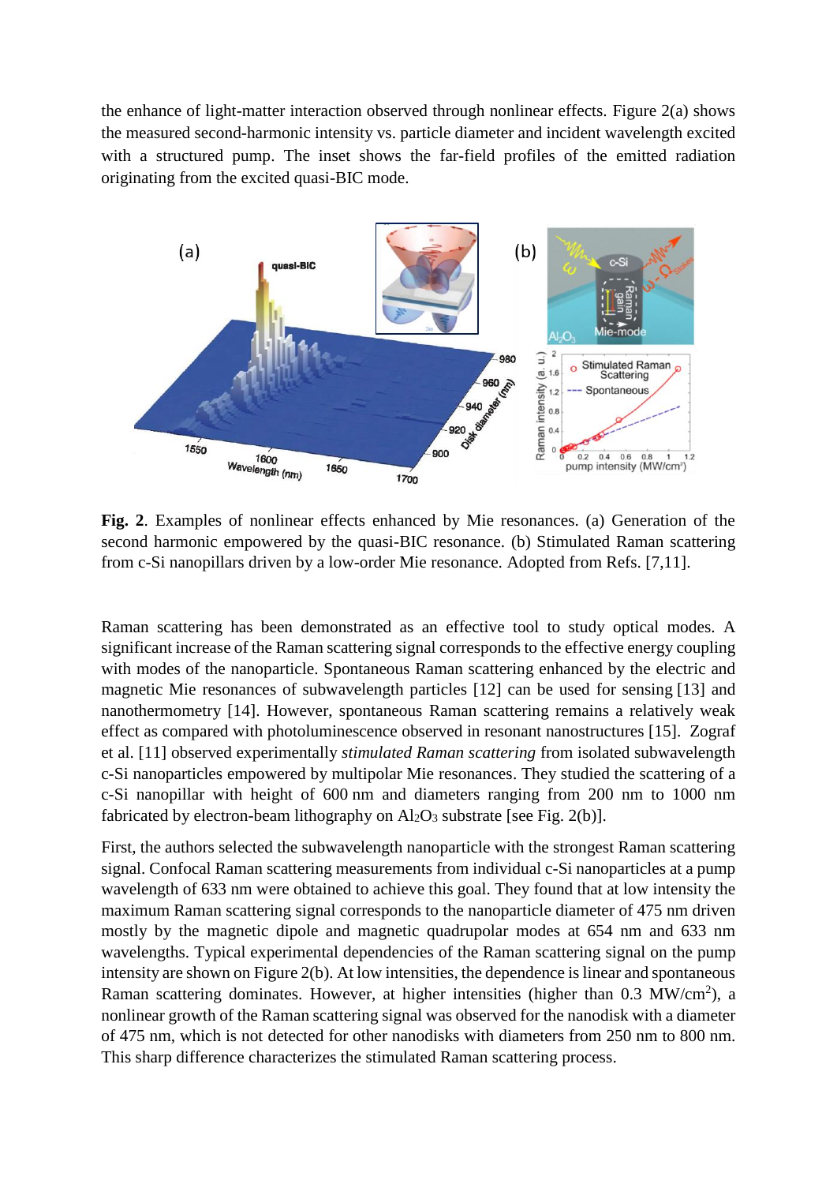the enhance of light-matter interaction observed through nonlinear effects. Figure 2(a) shows the measured second-harmonic intensity vs. particle diameter and incident wavelength excited with a structured pump. The inset shows the far-field profiles of the emitted radiation originating from the excited quasi-BIC mode.

**Fig. 2**. Examples of nonlinear effects enhanced by Mie resonances. (a) Generation of the second harmonic empowered by the quasi-BIC resonance. (b) Stimulated Raman scattering from c-Si nanopillars driven by a low-order Mie resonance. Adopted from Refs. [7,11].

Raman scattering has been demonstrated as an effective tool to study optical modes. A significant increase of the Raman scattering signal corresponds to the effective energy coupling with modes of the nanoparticle. Spontaneous Raman scattering enhanced by the electric and magnetic Mie resonances of subwavelength particles [12] can be used for sensing [13] and nanothermometry [14]. However, spontaneous Raman scattering remains a relatively weak effect as compared with photoluminescence observed in resonant nanostructures [15]. Zograf et al. [11] observed experimentally *stimulated Raman scattering* from isolated subwavelength c-Si nanoparticles empowered by multipolar Mie resonances. They studied the scattering of a c-Si nanopillar with height of 600 nm and diameters ranging from 200 nm to 1000 nm fabricated by electron-beam lithography on $Al_2O_3$ substrate [see Fig. 2(b)].

First, the authors selected the subwavelength nanoparticle with the strongest Raman scattering signal. Confocal Raman scattering measurements from individual c-Si nanoparticles at a pump wavelength of 633 nm were obtained to achieve this goal. They found that at low intensity the maximum Raman scattering signal corresponds to the nanoparticle diameter of 475 nm driven mostly by the magnetic dipole and magnetic quadrupolar modes at 654 nm and 633 nm wavelengths. Typical experimental dependencies of the Raman scattering signal on the pump intensity are shown on Figure 2(b). At low intensities, the dependence is linear and spontaneous Raman scattering dominates. However, at higher intensities (higher than 0.3 $MW/cm^2$), a nonlinear growth of the Raman scattering signal was observed for the nanodisk with a diameter of 475 nm, which is not detected for other nanodisks with diameters from 250 nm to 800 nm. This sharp difference characterizes the stimulated Raman scattering process.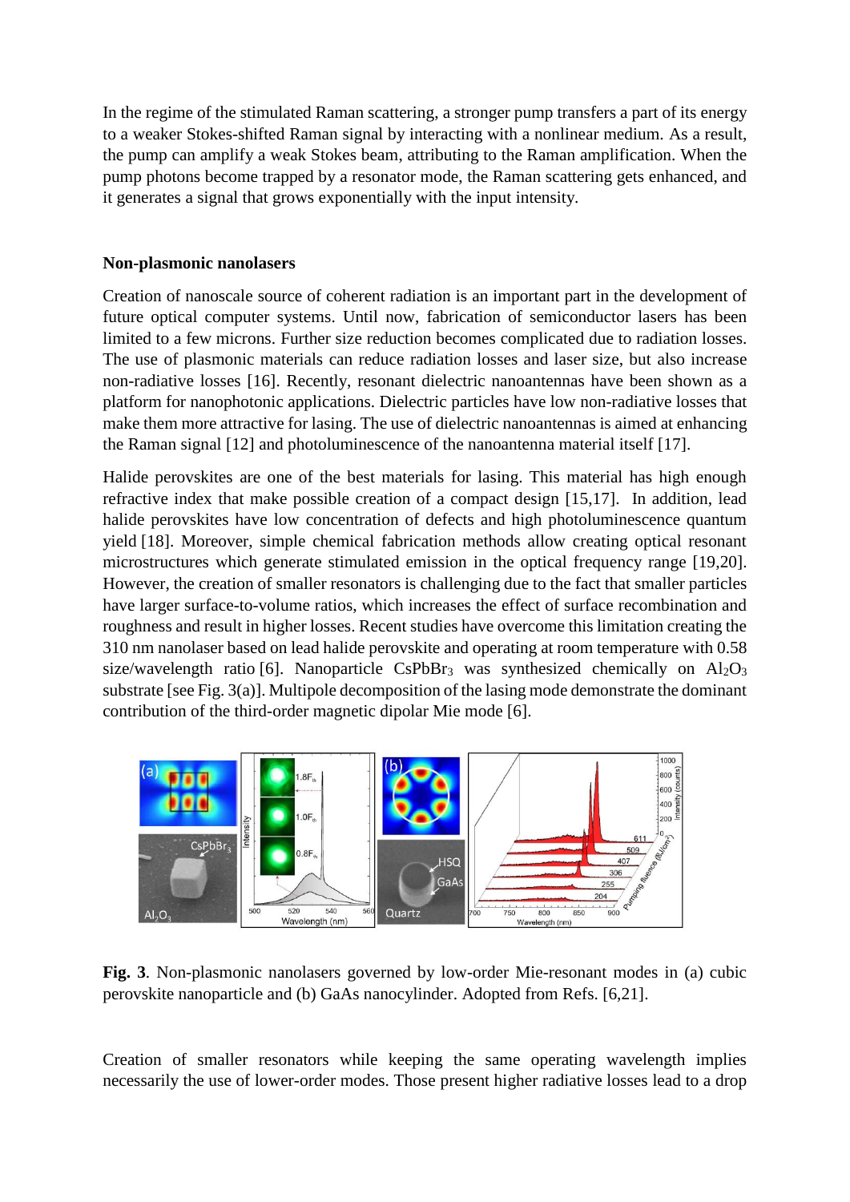In the regime of the stimulated Raman scattering, a stronger pump transfers a part of its energy to a weaker Stokes-shifted Raman signal by interacting with a nonlinear medium. As a result, the pump can amplify a weak Stokes beam, attributing to the Raman amplification. When the pump photons become trapped by a resonator mode, the Raman scattering gets enhanced, and it generates a signal that grows exponentially with the input intensity.

**Non-plasmonic nanolasers**

Creation of nanoscale source of coherent radiation is an important part in the development of future optical computer systems. Until now, fabrication of semiconductor lasers has been limited to a few microns. Further size reduction becomes complicated due to radiation losses. The use of plasmonic materials can reduce radiation losses and laser size, but also increase non-radiative losses [16]. Recently, resonant dielectric nanoantennas have been shown as a platform for nanophotonic applications. Dielectric particles have low non-radiative losses that make them more attractive for lasing. The use of dielectric nanoantennas is aimed at enhancing the Raman signal [12] and photoluminescence of the nanoantenna material itself [17].

Halide perovskites are one of the best materials for lasing. This material has high enough refractive index that make possible creation of a compact design [15,17]. In addition, lead halide perovskites have low concentration of defects and high photoluminescence quantum yield [18]. Moreover, simple chemical fabrication methods allow creating optical resonant microstructures which generate stimulated emission in the optical frequency range [19,20]. However, the creation of smaller resonators is challenging due to the fact that smaller particles have larger surface-to-volume ratios, which increases the effect of surface recombination and roughness and result in higher losses. Recent studies have overcome this limitation creating the 310 nm nanolaser based on lead halide perovskite and operating at room temperature with 0.58 size/wavelength ratio [6]. Nanoparticle $CsPbBr_3$ was synthesized chemically on $Al_2O_3$ substrate [see Fig. 3(a)]. Multipole decomposition of the lasing mode demonstrate the dominant contribution of the third-order magnetic dipolar Mie mode [6].

**Fig. 3**. Non-plasmonic nanolasers governed by low-order Mie-resonant modes in (a) cubic perovskite nanoparticle and (b) GaAs nanocylinder. Adopted from Refs. [6,21].

Creation of smaller resonators while keeping the same operating wavelength implies necessarily the use of lower-order modes. Those present higher radiative losses lead to a drop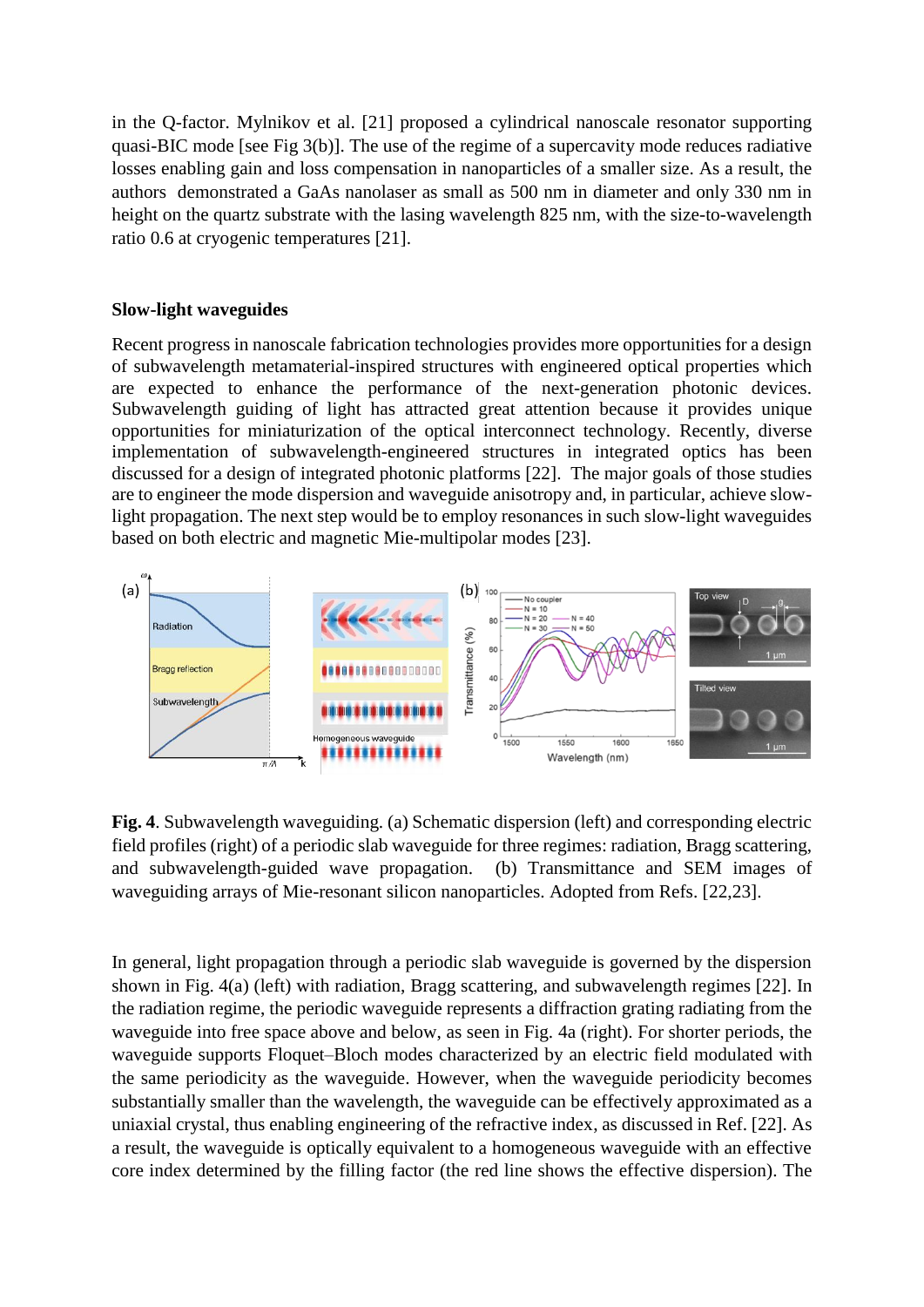in the Q-factor. Mylnikov et al. [21] proposed a cylindrical nanoscale resonator supporting quasi-BIC mode [see Fig 3(b)]. The use of the regime of a supercavity mode reduces radiative losses enabling gain and loss compensation in nanoparticles of a smaller size. As a result, the authors demonstrated a GaAs nanolaser as small as 500 nm in diameter and only 330 nm in height on the quartz substrate with the lasing wavelength 825 nm, with the size-to-wavelength ratio 0.6 at cryogenic temperatures [21].

### Slow-light waveguides

Recent progress in nanoscale fabrication technologies provides more opportunities for a design of subwavelength metamaterial-inspired structures with engineered optical properties which are expected to enhance the performance of the next-generation photonic devices. Subwavelength guiding of light has attracted great attention because it provides unique opportunities for miniaturization of the optical interconnect technology. Recently, diverse implementation of subwavelength-engineered structures in integrated optics has been discussed for a design of integrated photonic platforms [22]. The major goals of those studies are to engineer the mode dispersion and waveguide anisotropy and, in particular, achieve slow-light propagation. The next step would be to employ resonances in such slow-light waveguides based on both electric and magnetic Mie-multipolar modes [23].

**Fig. 4**. Subwavelength waveguiding. (a) Schematic dispersion (left) and corresponding electric field profiles (right) of a periodic slab waveguide for three regimes: radiation, Bragg scattering, and subwavelength-guided wave propagation. (b) Transmittance and SEM images of waveguiding arrays of Mie-resonant silicon nanoparticles. Adopted from Refs. [22,23].

In general, light propagation through a periodic slab waveguide is governed by the dispersion shown in Fig. 4(a) (left) with radiation, Bragg scattering, and subwavelength regimes [22]. In the radiation regime, the periodic waveguide represents a diffraction grating radiating from the waveguide into free space above and below, as seen in Fig. 4a (right). For shorter periods, the waveguide supports Floquet–Bloch modes characterized by an electric field modulated with the same periodicity as the waveguide. However, when the waveguide periodicity becomes substantially smaller than the wavelength, the waveguide can be effectively approximated as a uniaxial crystal, thus enabling engineering of the refractive index, as discussed in Ref. [22]. As a result, the waveguide is optically equivalent to a homogeneous waveguide with an effective core index determined by the filling factor (the red line shows the effective dispersion). The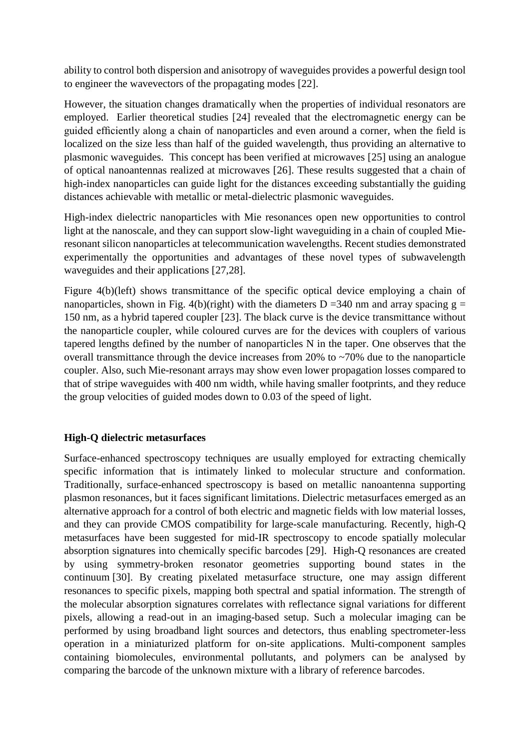ability to control both dispersion and anisotropy of waveguides provides a powerful design tool to engineer the wavevectors of the propagating modes [22].

However, the situation changes dramatically when the properties of individual resonators are employed. Earlier theoretical studies [24] revealed that the electromagnetic energy can be guided efficiently along a chain of nanoparticles and even around a corner, when the field is localized on the size less than half of the guided wavelength, thus providing an alternative to plasmonic waveguides. This concept has been verified at microwaves [25] using an analogue of optical nanoantennas realized at microwaves [26]. These results suggested that a chain of high-index nanoparticles can guide light for the distances exceeding substantially the guiding distances achievable with metallic or metal-dielectric plasmonic waveguides.

High-index dielectric nanoparticles with Mie resonances open new opportunities to control light at the nanoscale, and they can support slow-light waveguiding in a chain of coupled Mie-resonant silicon nanoparticles at telecommunication wavelengths. Recent studies demonstrated experimentally the opportunities and advantages of these novel types of subwavelength waveguides and their applications [27,28].

Figure 4(b)(left) shows transmittance of the specific optical device employing a chain of nanoparticles, shown in Fig. 4(b)(right) with the diameters D =340 nm and array spacing g = 150 nm, as a hybrid tapered coupler [23]. The black curve is the device transmittance without the nanoparticle coupler, while coloured curves are for the devices with couplers of various tapered lengths defined by the number of nanoparticles N in the taper. One observes that the overall transmittance through the device increases from 20% to ~70% due to the nanoparticle coupler. Also, such Mie-resonant arrays may show even lower propagation losses compared to that of stripe waveguides with 400 nm width, while having smaller footprints, and they reduce the group velocities of guided modes down to 0.03 of the speed of light.

## High-Q dielectric metasurfaces

Surface-enhanced spectroscopy techniques are usually employed for extracting chemically specific information that is intimately linked to molecular structure and conformation. Traditionally, surface-enhanced spectroscopy is based on metallic nanoantenna supporting plasmon resonances, but it faces significant limitations. Dielectric metasurfaces emerged as an alternative approach for a control of both electric and magnetic fields with low material losses, and they can provide CMOS compatibility for large-scale manufacturing. Recently, high-Q metasurfaces have been suggested for mid-IR spectroscopy to encode spatially molecular absorption signatures into chemically specific barcodes [29]. High-Q resonances are created by using symmetry-broken resonator geometries supporting bound states in the continuum [30]. By creating pixelated metasurface structure, one may assign different resonances to specific pixels, mapping both spectral and spatial information. The strength of the molecular absorption signatures correlates with reflectance signal variations for different pixels, allowing a read-out in an imaging-based setup. Such a molecular imaging can be performed by using broadband light sources and detectors, thus enabling spectrometer-less operation in a miniaturized platform for on-site applications. Multi-component samples containing biomolecules, environmental pollutants, and polymers can be analysed by comparing the barcode of the unknown mixture with a library of reference barcodes.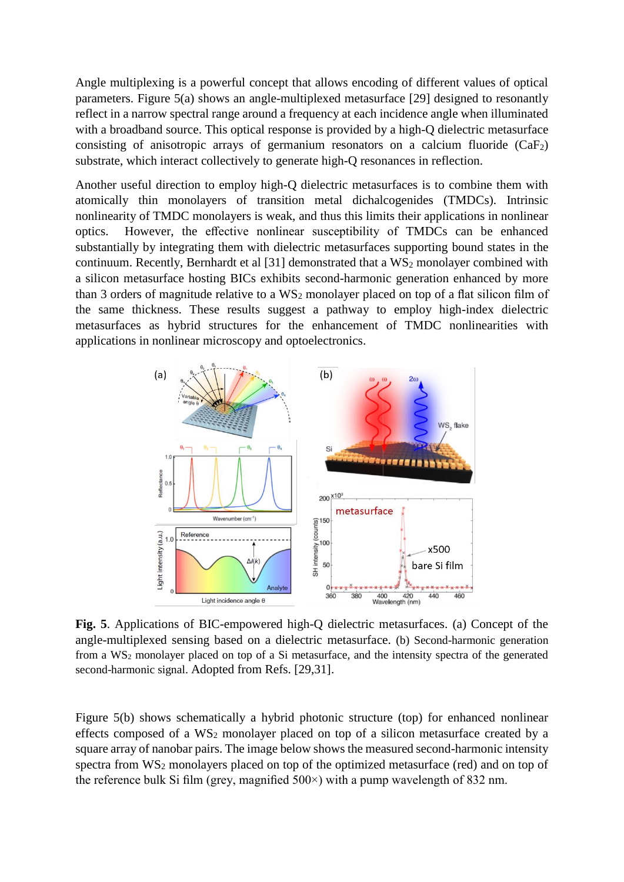Angle multiplexing is a powerful concept that allows encoding of different values of optical parameters. Figure 5(a) shows an angle-multiplexed metasurface [29] designed to resonantly reflect in a narrow spectral range around a frequency at each incidence angle when illuminated with a broadband source. This optical response is provided by a high-Q dielectric metasurface consisting of anisotropic arrays of germanium resonators on a calcium fluoride ($CaF_2$) substrate, which interact collectively to generate high-Q resonances in reflection.

Another useful direction to employ high-Q dielectric metasurfaces is to combine them with atomically thin monolayers of transition metal dichalcogenides (TMDCs). Intrinsic nonlinearity of TMDC monolayers is weak, and thus this limits their applications in nonlinear optics. However, the effective nonlinear susceptibility of TMDCs can be enhanced substantially by integrating them with dielectric metasurfaces supporting bound states in the continuum. Recently, Bernhardt et al [31] demonstrated that a $WS_2$ monolayer combined with a silicon metasurface hosting BICs exhibits second-harmonic generation enhanced by more than 3 orders of magnitude relative to a $WS_2$ monolayer placed on top of a flat silicon film of the same thickness. These results suggest a pathway to employ high-index dielectric metasurfaces as hybrid structures for the enhancement of TMDC nonlinearities with applications in nonlinear microscopy and optoelectronics.

**Fig. 5**. Applications of BIC-empowered high-Q dielectric metasurfaces. (a) Concept of the angle-multiplexed sensing based on a dielectric metasurface. (b) Second-harmonic generation from a $WS_2$ monolayer placed on top of a Si metasurface, and the intensity spectra of the generated second-harmonic signal. Adopted from Refs. [29,31].

Figure 5(b) shows schematically a hybrid photonic structure (top) for enhanced nonlinear effects composed of a $WS_2$ monolayer placed on top of a silicon metasurface created by a square array of nanobar pairs. The image below shows the measured second-harmonic intensity spectra from $WS_2$ monolayers placed on top of the optimized metasurface (red) and on top of the reference bulk Si film (grey, magnified 500×) with a pump wavelength of 832 nm.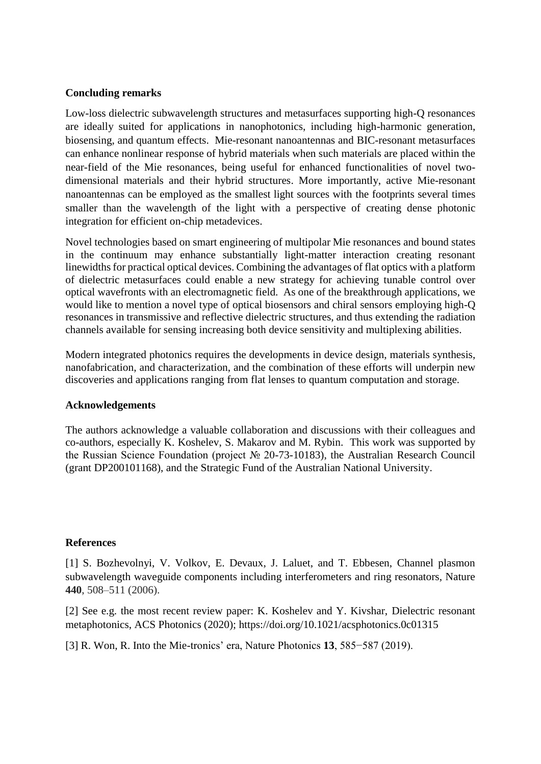## Concluding remarks

Low-loss dielectric subwavelength structures and metasurfaces supporting high-Q resonances are ideally suited for applications in nanophotonics, including high-harmonic generation, biosensing, and quantum effects. Mie-resonant nanoantennas and BIC-resonant metasurfaces can enhance nonlinear response of hybrid materials when such materials are placed within the near-field of the Mie resonances, being useful for enhanced functionalities of novel two-dimensional materials and their hybrid structures. More importantly, active Mie-resonant nanoantennas can be employed as the smallest light sources with the footprints several times smaller than the wavelength of the light with a perspective of creating dense photonic integration for efficient on-chip metadevices.

Novel technologies based on smart engineering of multipolar Mie resonances and bound states in the continuum may enhance substantially light-matter interaction creating resonant linewidths for practical optical devices. Combining the advantages of flat optics with a platform of dielectric metasurfaces could enable a new strategy for achieving tunable control over optical wavefronts with an electromagnetic field. As one of the breakthrough applications, we would like to mention a novel type of optical biosensors and chiral sensors employing high-Q resonances in transmissive and reflective dielectric structures, and thus extending the radiation channels available for sensing increasing both device sensitivity and multiplexing abilities.

Modern integrated photonics requires the developments in device design, materials synthesis, nanofabrication, and characterization, and the combination of these efforts will underpin new discoveries and applications ranging from flat lenses to quantum computation and storage.

## Acknowledgements

The authors acknowledge a valuable collaboration and discussions with their colleagues and co-authors, especially K. Koshelev, S. Makarov and M. Rybin. This work was supported by the Russian Science Foundation (project № 20-73-10183), the Australian Research Council (grant DP200101168), and the Strategic Fund of the Australian National University.

## References

[1] S. Bozhevolnyi, V. Volkov, E. Devaux, J. Laluet, and T. Ebbesen, Channel plasmon subwavelength waveguide components including interferometers and ring resonators, Nature **440**, 508–511 (2006).

[2] See e.g. the most recent review paper: K. Koshelev and Y. Kivshar, Dielectric resonant metaphotonics, ACS Photonics (2020); https://doi.org/10.1021/acsphotonics.0c01315

[3] R. Won, R. Into the Mie-tronics' era, Nature Photonics **13**, 585−587 (2019).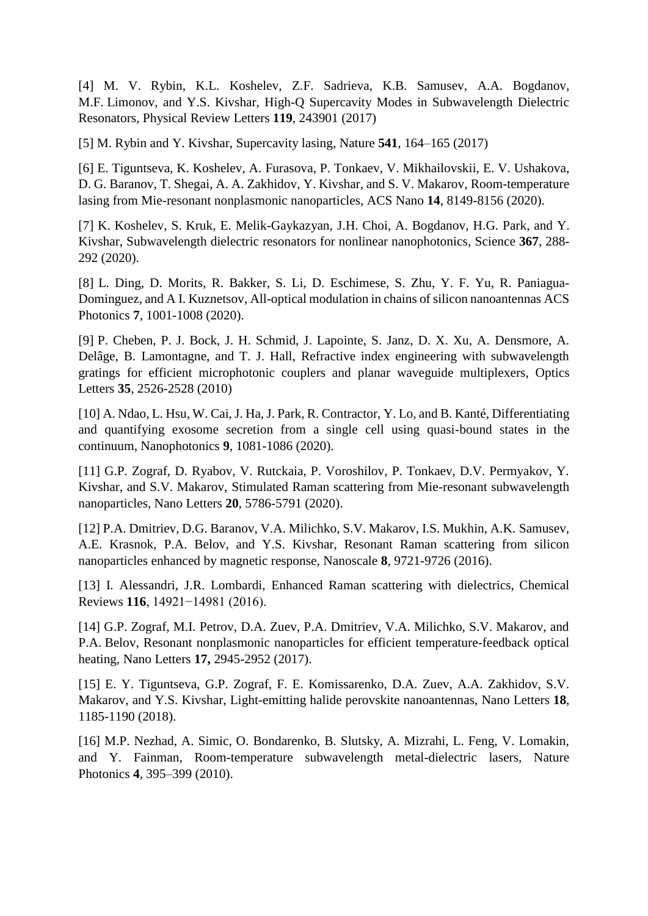[4] M. V. Rybin, K.L. Koshelev, Z.F. Sadrieva, K.B. Samusev, A.A. Bogdanov, M.F. Limonov, and Y.S. Kivshar, High-Q Supercavity Modes in Subwavelength Dielectric Resonators, Physical Review Letters **119**, 243901 (2017)

[5] M. Rybin and Y. Kivshar, Supercavity lasing, Nature **541**, 164–165 (2017)

[6] E. Tiguntseva, K. Koshelev, A. Furasova, P. Tonkaev, V. Mikhailovskii, E. V. Ushakova, D. G. Baranov, T. Shegai, A. A. Zakhidov, Y. Kivshar, and S. V. Makarov, Room-temperature lasing from Mie-resonant nonplasmonic nanoparticles, ACS Nano **14**, 8149-8156 (2020).

[7] K. Koshelev, S. Kruk, E. Melik-Gaykazyan, J.H. Choi, A. Bogdanov, H.G. Park, and Y. Kivshar, Subwavelength dielectric resonators for nonlinear nanophotonics, Science **367**, 288-292 (2020).

[8] L. Ding, D. Morits, R. Bakker, S. Li, D. Eschimese, S. Zhu, Y. F. Yu, R. Paniagua-Dominguez, and A I. Kuznetsov, All-optical modulation in chains of silicon nanoantennas ACS Photonics **7**, 1001-1008 (2020).

[9] P. Cheben, P. J. Bock, J. H. Schmid, J. Lapointe, S. Janz, D. X. Xu, A. Densmore, A. Delâge, B. Lamontagne, and T. J. Hall, Refractive index engineering with subwavelength gratings for efficient microphotonic couplers and planar waveguide multiplexers, Optics Letters **35**, 2526-2528 (2010)

[10] A. Ndao, L. Hsu, W. Cai, J. Ha, J. Park, R. Contractor, Y. Lo, and B. Kanté, Differentiating and quantifying exosome secretion from a single cell using quasi-bound states in the continuum, Nanophotonics **9**, 1081-1086 (2020).

[11] G.P. Zograf, D. Ryabov, V. Rutckaia, P. Voroshilov, P. Tonkaev, D.V. Permyakov, Y. Kivshar, and S.V. Makarov, Stimulated Raman scattering from Mie-resonant subwavelength nanoparticles, Nano Letters **20**, 5786-5791 (2020).

[12] P.A. Dmitriev, D.G. Baranov, V.A. Milichko, S.V. Makarov, I.S. Mukhin, A.K. Samusev, A.E. Krasnok, P.A. Belov, and Y.S. Kivshar, Resonant Raman scattering from silicon nanoparticles enhanced by magnetic response, Nanoscale **8**, 9721-9726 (2016).

[13] I. Alessandri, J.R. Lombardi, Enhanced Raman scattering with dielectrics, Chemical Reviews **116**, 14921−14981 (2016).

[14] G.P. Zograf, M.I. Petrov, D.A. Zuev, P.A. Dmitriev, V.A. Milichko, S.V. Makarov, and P.A. Belov, Resonant nonplasmonic nanoparticles for efficient temperature-feedback optical heating, Nano Letters **17,** 2945-2952 (2017).

[15] E. Y. Tiguntseva, G.P. Zograf, F. E. Komissarenko, D.A. Zuev, A.A. Zakhidov, S.V. Makarov, and Y.S. Kivshar, Light-emitting halide perovskite nanoantennas, Nano Letters **18**, 1185-1190 (2018).

[16] M.P. Nezhad, A. Simic, O. Bondarenko, B. Slutsky, A. Mizrahi, L. Feng, V. Lomakin, and Y. Fainman, Room-temperature subwavelength metal-dielectric lasers, Nature Photonics **4**, 395–399 (2010).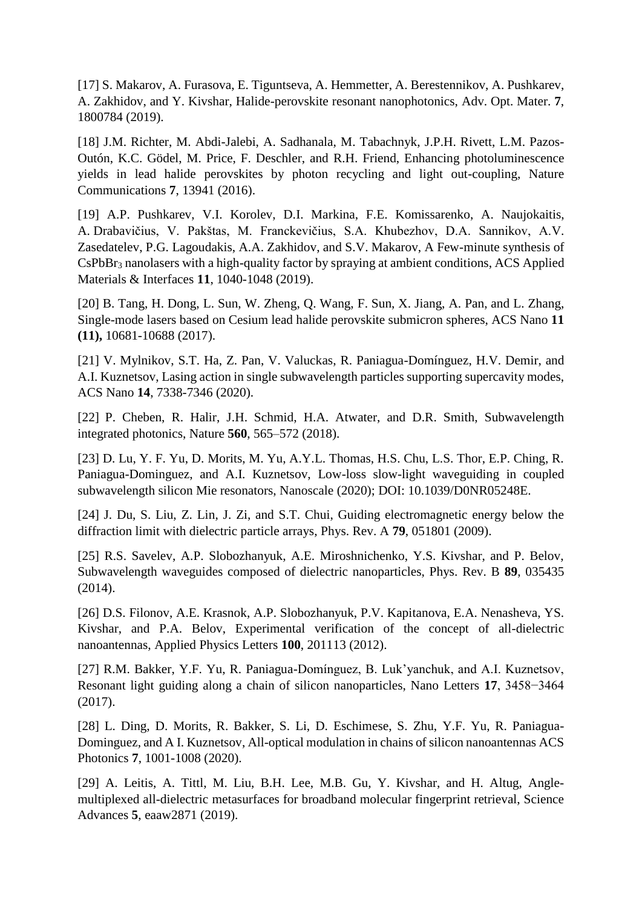[17] S. Makarov, A. Furasova, E. Tiguntseva, A. Hemmetter, A. Berestennikov, A. Pushkarev, A. Zakhidov, and Y. Kivshar, Halide-perovskite resonant nanophotonics, Adv. Opt. Mater. **7**, 1800784 (2019).

[18] J.M. Richter, M. Abdi-Jalebi, A. Sadhanala, M. Tabachnyk, J.P.H. Rivett, L.M. Pazos-Outón, K.C. Gödel, M. Price, F. Deschler, and R.H. Friend, Enhancing photoluminescence yields in lead halide perovskites by photon recycling and light out-coupling, Nature Communications **7**, 13941 (2016).

[19] A.P. Pushkarev, V.I. Korolev, D.I. Markina, F.E. Komissarenko, A. Naujokaitis, A. Drabavičius, V. Pakštas, M. Franckevičius, S.A. Khubezhov, D.A. Sannikov, A.V. Zasedatelev, P.G. Lagoudakis, A.A. Zakhidov, and S.V. Makarov, A Few-minute synthesis of $CsPbBr_3$ nanolasers with a high-quality factor by spraying at ambient conditions, ACS Applied Materials & Interfaces **11**, 1040-1048 (2019).

[20] B. Tang, H. Dong, L. Sun, W. Zheng, Q. Wang, F. Sun, X. Jiang, A. Pan, and L. Zhang, Single-mode lasers based on Cesium lead halide perovskite submicron spheres, ACS Nano **11 (11),** 10681-10688 (2017).

[21] V. Mylnikov, S.T. Ha, Z. Pan, V. Valuckas, R. Paniagua-Domínguez, H.V. Demir, and A.I. Kuznetsov, Lasing action in single subwavelength particles supporting supercavity modes, ACS Nano **14**, 7338-7346 (2020).

[22] P. Cheben, R. Halir, J.H. Schmid, H.A. Atwater, and D.R. Smith, Subwavelength integrated photonics, Nature **560**, 565–572 (2018).

[23] D. Lu, Y. F. Yu, D. Morits, M. Yu, A.Y.L. Thomas, H.S. Chu, L.S. Thor, E.P. Ching, R. Paniagua-Dominguez, and A.I. Kuznetsov, Low-loss slow-light waveguiding in coupled subwavelength silicon Mie resonators, Nanoscale (2020); DOI: 10.1039/D0NR05248E.

[24] J. Du, S. Liu, Z. Lin, J. Zi, and S.T. Chui, Guiding electromagnetic energy below the diffraction limit with dielectric particle arrays, Phys. Rev. A **79**, 051801 (2009).

[25] R.S. Savelev, A.P. Slobozhanyuk, A.E. Miroshnichenko, Y.S. Kivshar, and P. Belov, Subwavelength waveguides composed of dielectric nanoparticles, Phys. Rev. B **89**, 035435 (2014).

[26] D.S. Filonov, A.E. Krasnok, A.P. Slobozhanyuk, P.V. Kapitanova, E.A. Nenasheva, YS. Kivshar, and P.A. Belov, Experimental verification of the concept of all-dielectric nanoantennas, Applied Physics Letters **100**, 201113 (2012).

[27] R.M. Bakker, Y.F. Yu, R. Paniagua-Domínguez, B. Luk'yanchuk, and A.I. Kuznetsov, Resonant light guiding along a chain of silicon nanoparticles, Nano Letters **17**, 3458−3464 (2017).

[28] L. Ding, D. Morits, R. Bakker, S. Li, D. Eschimese, S. Zhu, Y.F. Yu, R. Paniagua-Dominguez, and A I. Kuznetsov, All-optical modulation in chains of silicon nanoantennas ACS Photonics **7**, 1001-1008 (2020).

[29] A. Leitis, A. Tittl, M. Liu, B.H. Lee, M.B. Gu, Y. Kivshar, and H. Altug, Angle-multiplexed all-dielectric metasurfaces for broadband molecular fingerprint retrieval, Science Advances **5**, eaaw2871 (2019).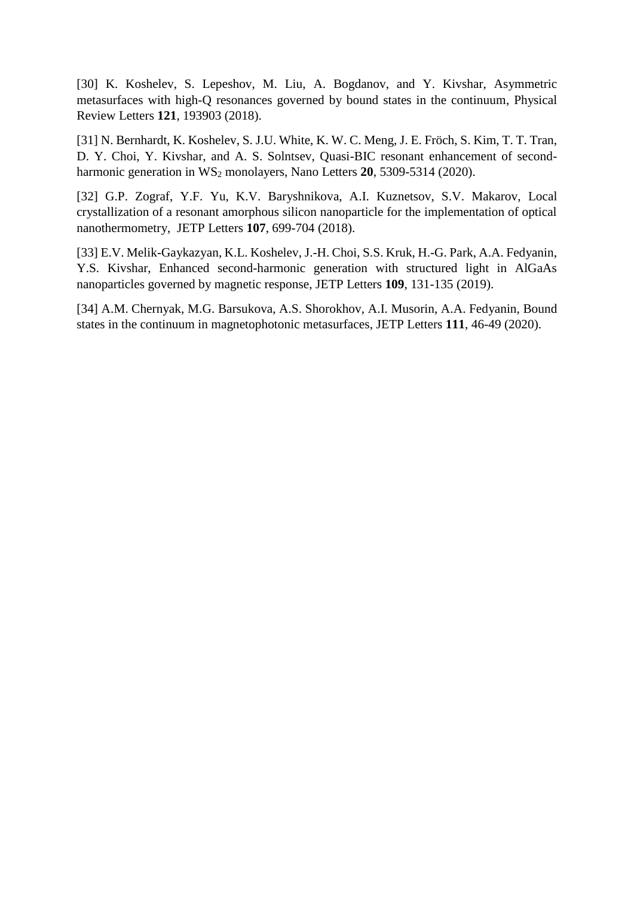[30] K. Koshelev, S. Lepeshov, M. Liu, A. Bogdanov, and Y. Kivshar, Asymmetric metasurfaces with high-Q resonances governed by bound states in the continuum, Physical Review Letters **121**, 193903 (2018).

[31] N. Bernhardt, K. Koshelev, S. J.U. White, K. W. C. Meng, J. E. Fröch, S. Kim, T. T. Tran, D. Y. Choi, Y. Kivshar, and A. S. Solntsev, Quasi-BIC resonant enhancement of second-harmonic generation in $WS_2$ monolayers, Nano Letters **20**, 5309-5314 (2020).

[32] G.P. Zograf, Y.F. Yu, K.V. Baryshnikova, A.I. Kuznetsov, S.V. Makarov, Local crystallization of a resonant amorphous silicon nanoparticle for the implementation of optical nanothermometry, JETP Letters **107**, 699-704 (2018).

[33] E.V. Melik-Gaykazyan, K.L. Koshelev, J.-H. Choi, S.S. Kruk, H.-G. Park, A.A. Fedyanin, Y.S. Kivshar, Enhanced second-harmonic generation with structured light in AlGaAs nanoparticles governed by magnetic response, JETP Letters **109**, 131-135 (2019).

[34] A.M. Chernyak, M.G. Barsukova, A.S. Shorokhov, A.I. Musorin, A.A. Fedyanin, Bound states in the continuum in magnetophotonic metasurfaces, JETP Letters **111**, 46-49 (2020).